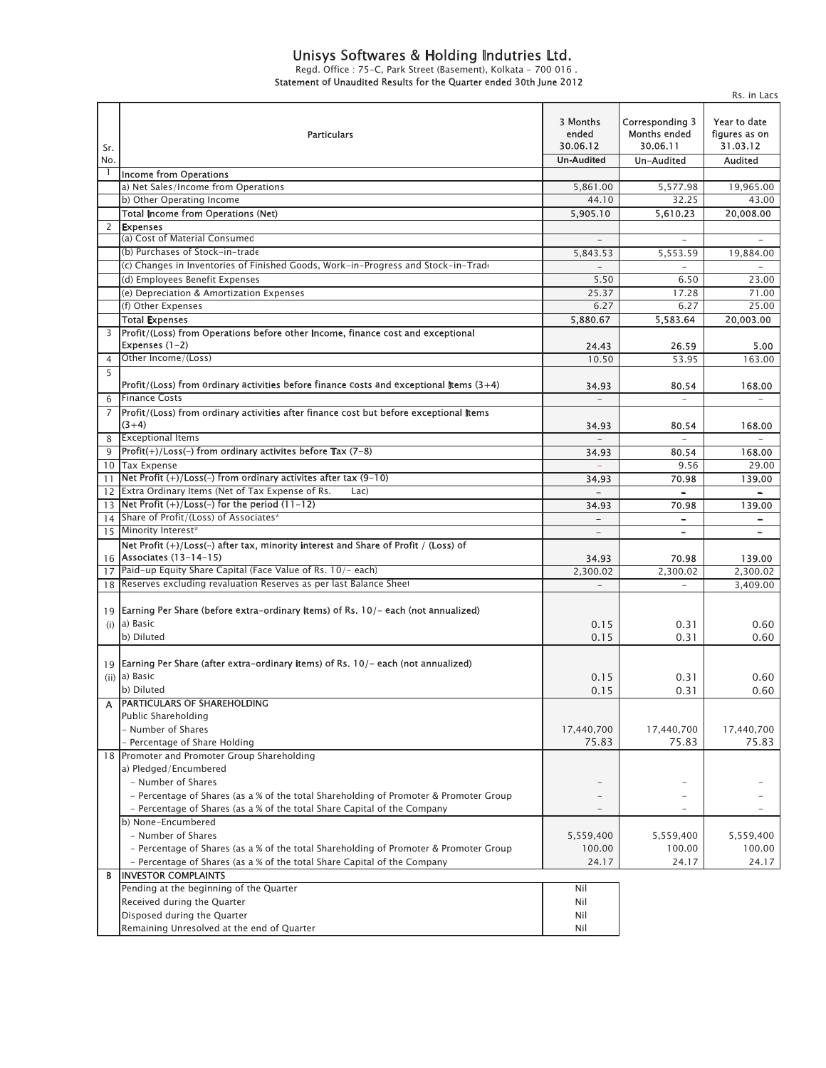# Unisys Softwares & Holding Indutries Ltd.

Regd. Office : 75-C, Park Street (Basement), Kolkata - 700 016 .

**Statement of Unaudited Results for the Quarter ended 30th June 2012**

Rs. in Lacs

| Sr. No. | Particulars | 3 Months ended 30.06.12 | Corresponding 3 Months ended 30.06.11 | Year to date figures as on 31.03.12 |
|---|---|---|---|---|
| | | **Un-Audited** | Un-Audited | Audited |
| 1 | Income from Operations | | | |
| | a) Net Sales/Income from Operations | 5,861.00 | 5,577.98 | 19,965.00 |
| | b) Other Operating Income | 44.10 | 32.25 | 43.00 |
| | Total Income from Operations (Net) | 5,905.10 | 5,610.23 | 20,008.00 |
| 2 | Expenses | | | |
| | (a) Cost of Material Consumed | - | - | - |
| | (b) Purchases of Stock-in-trade | 5,843.53 | 5,553.59 | 19,884.00 |
| | (c) Changes in Inventories of Finished Goods, Work-in-Progress and Stock-in-Trade | - | - | - |
| | (d) Employees Benefit Expenses | 5.50 | 6.50 | 23.00 |
| | (e) Depreciation & Amortization Expenses | 25.37 | 17.28 | 71.00 |
| | (f) Other Expenses | 6.27 | 6.27 | 25.00 |
| | Total Expenses | 5,880.67 | 5,583.64 | 20,003.00 |
| 3 | Profit/(Loss) from Operations before other Income, finance cost and exceptional Expenses (1-2) | 24.43 | 26.59 | 5.00 |
| 4 | Other Income/(Loss) | 10.50 | 53.95 | 163.00 |
| 5 | Profit/(Loss) from ordinary activities before finance costs and exceptional Items (3+4) | 34.93 | 80.54 | 168.00 |
| 6 | Finance Costs | - | - | - |
| 7 | Profit/(Loss) from ordinary activities after finance cost but before exceptional Items (3+4) | 34.93 | 80.54 | 168.00 |
| 8 | Exceptional Items | - | - | - |
| 9 | Profit(+)/Loss(-) from ordinary activites before Tax (7-8) | 34.93 | 80.54 | 168.00 |
| 10 | Tax Expense | - | 9.56 | 29.00 |
| 11 | Net Profit (+)/Loss(-) from ordinary activites after tax (9-10) | 34.93 | 70.98 | 139.00 |
| 12 | Extra Ordinary Items (Net of Tax Expense of Rs. Lac) | - | - | - |
| 13 | Net Profit (+)/Loss(-) for the period (11-12) | 34.93 | 70.98 | 139.00 |
| 14 | Share of Profit/(Loss) of Associates* | - | - | - |
| 15 | Minority Interest* | - | - | - |
| 16 | Net Profit (+)/Loss(-) after tax, minority interest and Share of Profit / (Loss) of Associates (13-14-15) | 34.93 | 70.98 | 139.00 |
| 17 | Paid-up Equity Share Capital (Face Value of Rs. 10/- each) | 2,300.02 | 2,300.02 | 2,300.02 |
| 18 | Reserves excluding revaluation Reserves as per last Balance Sheet | - | - | 3,409.00 |
| 19 (i) | Earning Per Share (before extra-ordinary Items) of Rs. 10/- each (not annualized) | | | |
| | a) Basic | 0.15 | 0.31 | 0.60 |
| | b) Diluted | 0.15 | 0.31 | 0.60 |
| 19 (ii) | Earning Per Share (after extra-ordinary items) of Rs. 10/- each (not annualized) | | | |
| | a) Basic | 0.15 | 0.31 | 0.60 |
| | b) Diluted | 0.15 | 0.31 | 0.60 |
| A | PARTICULARS OF SHAREHOLDING | | | |
| | Public Shareholding | | | |
| | - Number of Shares | 17,440,700 | 17,440,700 | 17,440,700 |
| | - Percentage of Share Holding | 75.83 | 75.83 | 75.83 |
| 18 | Promoter and Promoter Group Shareholding | | | |
| | a) Pledged/Encumbered | | | |
| | - Number of Shares | - | - | - |
| | - Percentage of Shares (as a % of the total Shareholding of Promoter & Promoter Group | - | - | - |
| | - Percentage of Shares (as a % of the total Share Capital of the Company | - | - | - |
| | b) None-Encumbered | | | |
| | - Number of Shares | 5,559,400 | 5,559,400 | 5,559,400 |
| | - Percentage of Shares (as a % of the total Shareholding of Promoter & Promoter Group | 100.00 | 100.00 | 100.00 |
| | - Percentage of Shares (as a % of the total Share Capital of the Company | 24.17 | 24.17 | 24.17 |
| B | INVESTOR COMPLAINTS | | | |
| | Pending at the beginning of the Quarter | Nil | | |
| | Received during the Quarter | Nil | | |
| | Disposed during the Quarter | Nil | | |
| | Remaining Unresolved at the end of Quarter | Nil | | |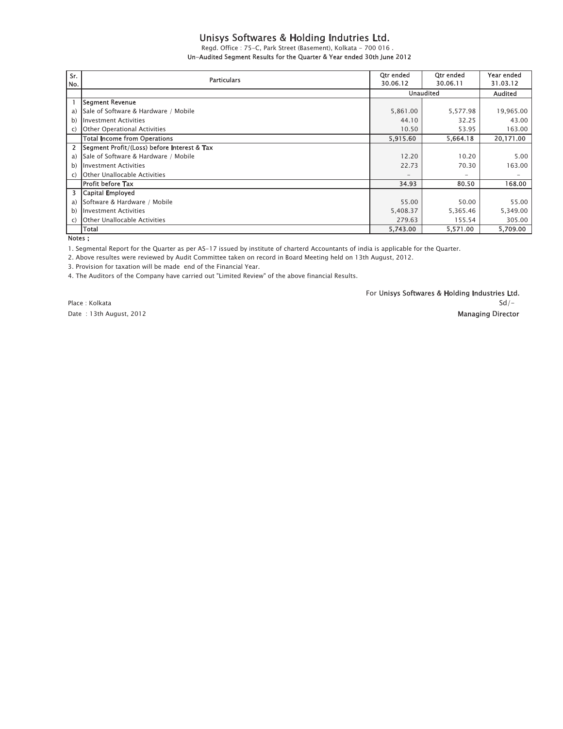# Unisys Softwares & Holding Indutries Ltd.

Regd. Office : 75-C, Park Street (Basement), Kolkata - 700 016 .

Un-Audited Segment Results for the Quarter & Year ended 30th June 2012

| Sr. No. | Particulars | Qtr ended 30.06.12 | Qtr ended 30.06.11 | Year ended 31.03.12 |
|---|---|---|---|---|
| | | Unaudited | | Audited |
| 1 | Segment Revenue | | | |
| a) | Sale of Software & Hardware / Mobile | 5,861.00 | 5,577.98 | 19,965.00 |
| b) | Investment Activities | 44.10 | 32.25 | 43.00 |
| c) | Other Operational Activities | 10.50 | 53.95 | 163.00 |
| | Total Income from Operations | 5,915.60 | 5,664.18 | 20,171.00 |
| 2 | Segment Profit/(Loss) before Interest & Tax | | | |
| a) | Sale of Software & Hardware / Mobile | 12.20 | 10.20 | 5.00 |
| b) | Investment Activities | 22.73 | 70.30 | 163.00 |
| c) | Other Unallocable Activities | - | - | - |
| | Profit before Tax | 34.93 | 80.50 | 168.00 |
| 3 | Capital Employed | | | |
| a) | Software & Hardware / Mobile | 55.00 | 50.00 | 55.00 |
| b) | Investment Activities | 5,408.37 | 5,365.46 | 5,349.00 |
| c) | Other Unallocable Activities | 279.63 | 155.54 | 305.00 |
| | Total | 5,743.00 | 5,571.00 | 5,709.00 |

**Notes :**

1. Segmental Report for the Quarter as per AS-17 issued by institute of charterd Accountants of india is applicable for the Quarter.
2. Above resultes were reviewed by Audit Committee taken on record in Board Meeting held on 13th August, 2012.
3. Provision for taxation will be made end of the Financial Year.
4. The Auditors of the Company have carried out "Limited Review" of the above financial Results.

For Unisys Softwares & Holding Industries Ltd.

Sd/-

Managing Director

Place : Kolkata

Date : 13th August, 2012